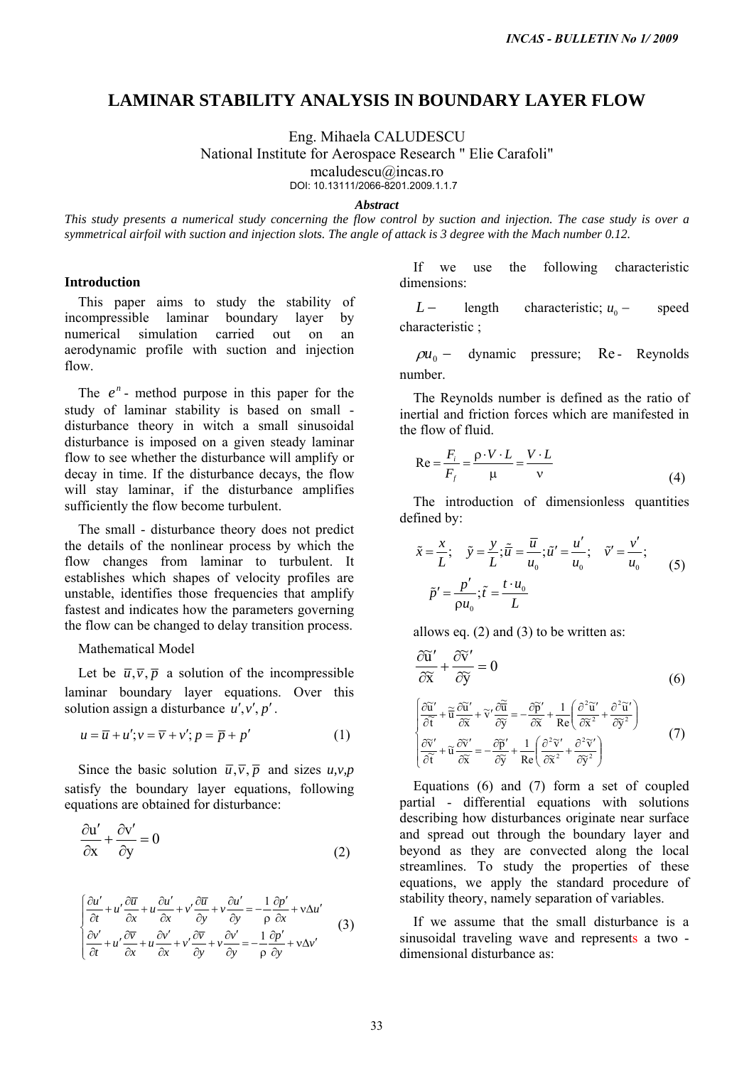# LAMINAR STABILITY ANALYSIS IN BOUNDARY LAYER FLOW

Eng. Mihaela CALUDESCU

National Institute for Aerospace Research " Elie Carafoli"

mcaludescu@incas.ro

DOI: 10.13111/2066-8201.2009.1.1.7

***Abstract***

*This study presents a numerical study concerning the flow control by suction and injection. The case study is over a symmetrical airfoil with suction and injection slots. The angle of attack is 3 degree with the Mach number 0.12.*

## Introduction

This paper aims to study the stability of incompressible laminar boundary layer by numerical simulation carried out on an aerodynamic profile with suction and injection flow.

The $e^n$ - method purpose in this paper for the study of laminar stability is based on small - disturbance theory in witch a small sinusoidal disturbance is imposed on a given steady laminar flow to see whether the disturbance will amplify or decay in time. If the disturbance decays, the flow will stay laminar, if the disturbance amplifies sufficiently the flow become turbulent.

The small - disturbance theory does not predict the details of the nonlinear process by which the flow changes from laminar to turbulent. It establishes which shapes of velocity profiles are unstable, identifies those frequencies that amplify fastest and indicates how the parameters governing the flow can be changed to delay transition process.

Mathematical Model

Let be $\overline{u}, \overline{v}, \overline{p}$ a solution of the incompressible laminar boundary layer equations. Over this solution assign a disturbance $u', v', p'$.

$$u = \overline{u} + u'; v = \overline{v} + v'; p = \overline{p} + p' \tag{1}$$

Since the basic solution $\overline{u}, \overline{v}, \overline{p}$ and sizes *u,v,p* satisfy the boundary layer equations, following equations are obtained for disturbance:

$$\frac{\partial u'}{\partial x} + \frac{\partial v'}{\partial y} = 0 \tag{2}$$

$$\begin{cases} \dfrac{\partial u'}{\partial t} + u'\dfrac{\partial \overline{u}}{\partial x} + u\dfrac{\partial u'}{\partial x} + v'\dfrac{\partial \overline{u}}{\partial y} + v\dfrac{\partial u'}{\partial y} = -\dfrac{1}{\rho}\dfrac{\partial p'}{\partial x} + \nu\Delta u' \\ \dfrac{\partial v'}{\partial t} + u'\dfrac{\partial \overline{v}}{\partial x} + u\dfrac{\partial v'}{\partial x} + v'\dfrac{\partial \overline{v}}{\partial y} + v\dfrac{\partial v'}{\partial y} = -\dfrac{1}{\rho}\dfrac{\partial p'}{\partial y} + \nu\Delta v' \end{cases} \tag{3}$$

If we use the following characteristic dimensions:

$L -$ length characteristic; $u_0 -$ speed characteristic ;

$\rho u_0 -$ dynamic pressure; $\mathrm{Re}$ - Reynolds number.

The Reynolds number is defined as the ratio of inertial and friction forces which are manifested in the flow of fluid.

$$\mathrm{Re} = \frac{F_i}{F_f} = \frac{\rho \cdot V \cdot L}{\mu} = \frac{V \cdot L}{\nu} \tag{4}$$

The introduction of dimensionless quantities defined by:

$$\tilde{x} = \frac{x}{L}; \quad \tilde{y} = \frac{y}{L}; \tilde{\overline{u}} = \frac{\overline{u}}{u_0}; \tilde{u}' = \frac{u'}{u_0}; \quad \tilde{v}' = \frac{v'}{u_0}; \quad \tilde{p}' = \frac{p'}{\rho u_0}; \tilde{t} = \frac{t \cdot u_0}{L} \tag{5}$$

allows eq. (2) and (3) to be written as:

$$\frac{\partial \tilde{u}'}{\partial \tilde{x}} + \frac{\partial \tilde{v}'}{\partial \tilde{y}} = 0 \tag{6}$$

$$\begin{cases} \dfrac{\partial \tilde{u}'}{\partial \tilde{t}} + \tilde{\overline{u}}\dfrac{\partial \tilde{u}'}{\partial \tilde{x}} + \tilde{v}'\dfrac{\partial \tilde{\overline{u}}}{\partial \tilde{y}} = -\dfrac{\partial \tilde{p}'}{\partial \tilde{x}} + \dfrac{1}{\mathrm{Re}}\left(\dfrac{\partial^2 \tilde{u}'}{\partial \tilde{x}^2} + \dfrac{\partial^2 \tilde{u}'}{\partial \tilde{y}^2}\right) \\ \dfrac{\partial \tilde{v}'}{\partial \tilde{t}} + \tilde{u}\dfrac{\partial \tilde{v}'}{\partial \tilde{x}} = -\dfrac{\partial \tilde{p}'}{\partial \tilde{y}} + \dfrac{1}{\mathrm{Re}}\left(\dfrac{\partial^2 \tilde{v}'}{\partial \tilde{x}^2} + \dfrac{\partial^2 \tilde{v}'}{\partial \tilde{y}^2}\right) \end{cases} \tag{7}$$

Equations (6) and (7) form a set of coupled partial - differential equations with solutions describing how disturbances originate near surface and spread out through the boundary layer and beyond as they are convected along the local streamlines. To study the properties of these equations, we apply the standard procedure of stability theory, namely separation of variables.

If we assume that the small disturbance is a sinusoidal traveling wave and represents a two - dimensional disturbance as: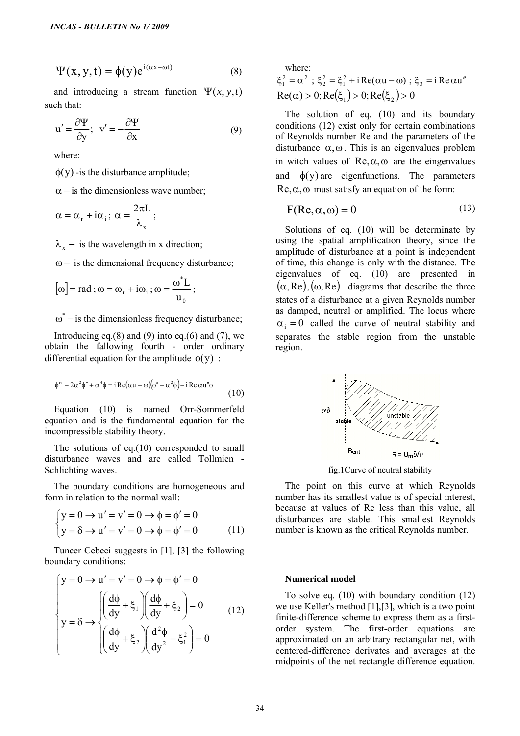$$\Psi(x, y, t) = \phi(y) e^{i(\alpha x - \omega t)} \tag{8}$$

and introducing a stream function $\Psi(x, y, t)$ such that:

$$u' = \frac{\partial \Psi}{\partial y}; \quad v' = -\frac{\partial \Psi}{\partial x} \tag{9}$$

where:

$\phi(y)$ -is the disturbance amplitude;

$\alpha -$ is the dimensionless wave number;

$\alpha = \alpha_r + i\alpha_i$; $\alpha = \dfrac{2\pi L}{\lambda_x}$;

$\lambda_x -$ is the wavelength in x direction;

$\omega -$ is the dimensional frequency disturbance;

$[\omega] = \text{rad}$; $\omega = \omega_r + i\omega_i$; $\omega = \dfrac{\omega^* L}{u_0}$;

$\omega^* -$ is the dimensionless frequency disturbance;

Introducing eq.(8) and (9) into eq.(6) and (7), we obtain the fallowing fourth - order ordinary differential equation for the amplitude $\phi(y)$ :

$$\phi^{iv} - 2\alpha^2\phi'' + \alpha^4\phi = i\,\text{Re}(\alpha u - \omega)(\phi'' - \alpha^2\phi) - i\,\text{Re}\,\alpha u''\phi \tag{10}$$

Equation (10) is named Orr-Sommerfeld equation and is the fundamental equation for the incompressible stability theory.

The solutions of eq.(10) corresponded to small disturbance waves and are called Tollmien - Schlichting waves.

The boundary conditions are homogeneous and form in relation to the normal wall:

$$\begin{cases} y = 0 \rightarrow u' = v' = 0 \rightarrow \phi = \phi' = 0 \\ y = \delta \rightarrow u' = v' = 0 \rightarrow \phi = \phi' = 0 \end{cases} \tag{11}$$

Tuncer Cebeci suggests in [1], [3] the following boundary conditions:

$$\begin{cases} y = 0 \rightarrow u' = v' = 0 \rightarrow \phi = \phi' = 0 \\ y = \delta \rightarrow \begin{cases} \left(\dfrac{d\phi}{dy} + \xi_1\right)\left(\dfrac{d\phi}{dy} + \xi_2\right) = 0 \\ \left(\dfrac{d\phi}{dy} + \xi_2\right)\left(\dfrac{d^2\phi}{dy^2} - \xi_1^2\right) = 0 \end{cases} \end{cases} \tag{12}$$

where:

$\xi_1^2 = \alpha^2$ ; $\xi_2^2 = \xi_1^2 + i\,\text{Re}(\alpha u - \omega)$ ; $\xi_3 = i\,\text{Re}\,\alpha u''$

$\text{Re}(\alpha) > 0; \text{Re}(\xi_1) > 0; \text{Re}(\xi_2) > 0$

The solution of eq. (10) and its boundary conditions (12) exist only for certain combinations of Reynolds number Re and the parameters of the disturbance $\alpha, \omega$. This is an eigenvalues problem in witch values of $\text{Re}, \alpha, \omega$ are the eingenvalues and $\phi(y)$ are eigenfunctions. The parameters $\text{Re}, \alpha, \omega$ must satisfy an equation of the form:

$$F(\text{Re}, \alpha, \omega) = 0 \tag{13}$$

Solutions of eq. (10) will be determinate by using the spatial amplification theory, since the amplitude of disturbance at a point is independent of time, this change is only with the distance. The eigenvalues of eq. (10) are presented in $(\alpha, \text{Re}), (\omega, \text{Re})$ diagrams that describe the three states of a disturbance at a given Reynolds number as damped, neutral or amplified. The locus where $\alpha_i = 0$ called the curve of neutral stability and separates the stable region from the unstable region.

fig.1Curve of neutral stability

The point on this curve at which Reynolds number has its smallest value is of special interest, because at values of Re less than this value, all disturbances are stable. This smallest Reynolds number is known as the critical Reynolds number.

## Numerical model

To solve eq. (10) with boundary condition (12) we use Keller's method [1],[3], which is a two point finite-difference scheme to express them as a first-order system. The first-order equations are approximated on an arbitrary rectangular net, with centered-difference derivates and averages at the midpoints of the net rectangle difference equation.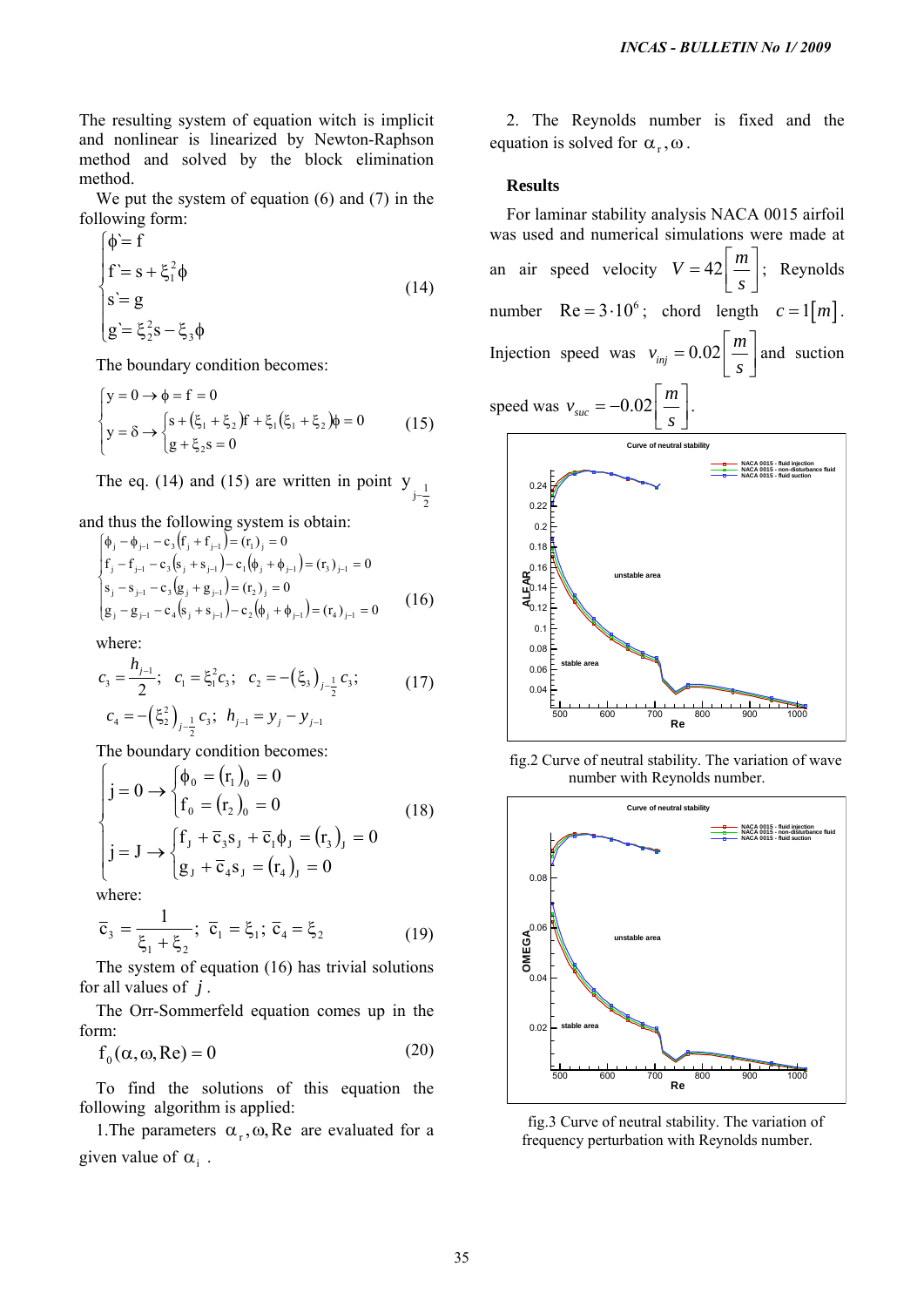The resulting system of equation witch is implicit and nonlinear is linearized by Newton-Raphson method and solved by the block elimination method.

We put the system of equation (6) and (7) in the following form:

$$\begin{cases} \phi` = f \\ f` = s + \xi_1^2 \phi \\ s` = g \\ g` = \xi_2^2 s - \xi_3 \phi \end{cases} \tag{14}$$

The boundary condition becomes:

$$\begin{cases} y = 0 \to \phi = f = 0 \\ y = \delta \to \begin{cases} s + (\xi_1 + \xi_2) f + \xi_1 (\xi_1 + \xi_2) \phi = 0 \\ g + \xi_2 s = 0 \end{cases} \end{cases} \tag{15}$$

The eq. (14) and (15) are written in point $y_{j-\frac{1}{2}}$ and thus the following system is obtain:

$$\begin{cases} \phi_j - \phi_{j-1} - c_3 (f_j + f_{j-1}) = (r_1)_j = 0 \\ f_j - f_{j-1} - c_3 (s_j + s_{j-1}) - c_1 (\phi_j + \phi_{j-1}) = (r_3)_{j-1} = 0 \\ s_j - s_{j-1} - c_3 (g_j + g_{j-1}) = (r_2)_j = 0 \\ g_j - g_{j-1} - c_4 (s_j + s_{j-1}) - c_2 (\phi_j + \phi_{j-1}) = (r_4)_{j-1} = 0 \end{cases} \tag{16}$$

where:

$$c_3 = \frac{h_{j-1}}{2}; \quad c_1 = \xi_1^2 c_3; \quad c_2 = -(\xi_3)_{j-\frac{1}{2}} c_3; \tag{17}$$
$$c_4 = -(\xi_2^2)_{j-\frac{1}{2}} c_3; \quad h_{j-1} = y_j - y_{j-1}$$

The boundary condition becomes:

$$\begin{cases} j = 0 \to \begin{cases} \phi_0 = (r_1)_0 = 0 \\ f_0 = (r_2)_0 = 0 \end{cases} \\ j = J \to \begin{cases} f_J + \bar{c}_3 s_J + \bar{c}_1 \phi_J = (r_3)_J = 0 \\ g_J + \bar{c}_4 s_J = (r_4)_J = 0 \end{cases} \end{cases} \tag{18}$$

where:

$$\bar{c}_3 = \frac{1}{\xi_1 + \xi_2}; \ \bar{c}_1 = \xi_1; \ \bar{c}_4 = \xi_2 \tag{19}$$

The system of equation (16) has trivial solutions for all values of $j$.

The Orr-Sommerfeld equation comes up in the form:

$$f_0(\alpha, \omega, \mathrm{Re}) = 0 \tag{20}$$

To find the solutions of this equation the following algorithm is applied:

1. The parameters $\alpha_r, \omega, \mathrm{Re}$ are evaluated for a given value of $\alpha_i$.

2. The Reynolds number is fixed and the equation is solved for $\alpha_r, \omega$.

**Results**

For laminar stability analysis NACA 0015 airfoil was used and numerical simulations were made at an air speed velocity $V = 42\left[\frac{m}{s}\right]$; Reynolds number $\mathrm{Re} = 3 \cdot 10^6$; chord length $c = 1[m]$. Injection speed was $v_{inj} = 0.02\left[\frac{m}{s}\right]$ and suction speed was $v_{suc} = -0.02\left[\frac{m}{s}\right]$.

fig.2 Curve of neutral stability. The variation of wave number with Reynolds number.

fig.3 Curve of neutral stability. The variation of frequency perturbation with Reynolds number.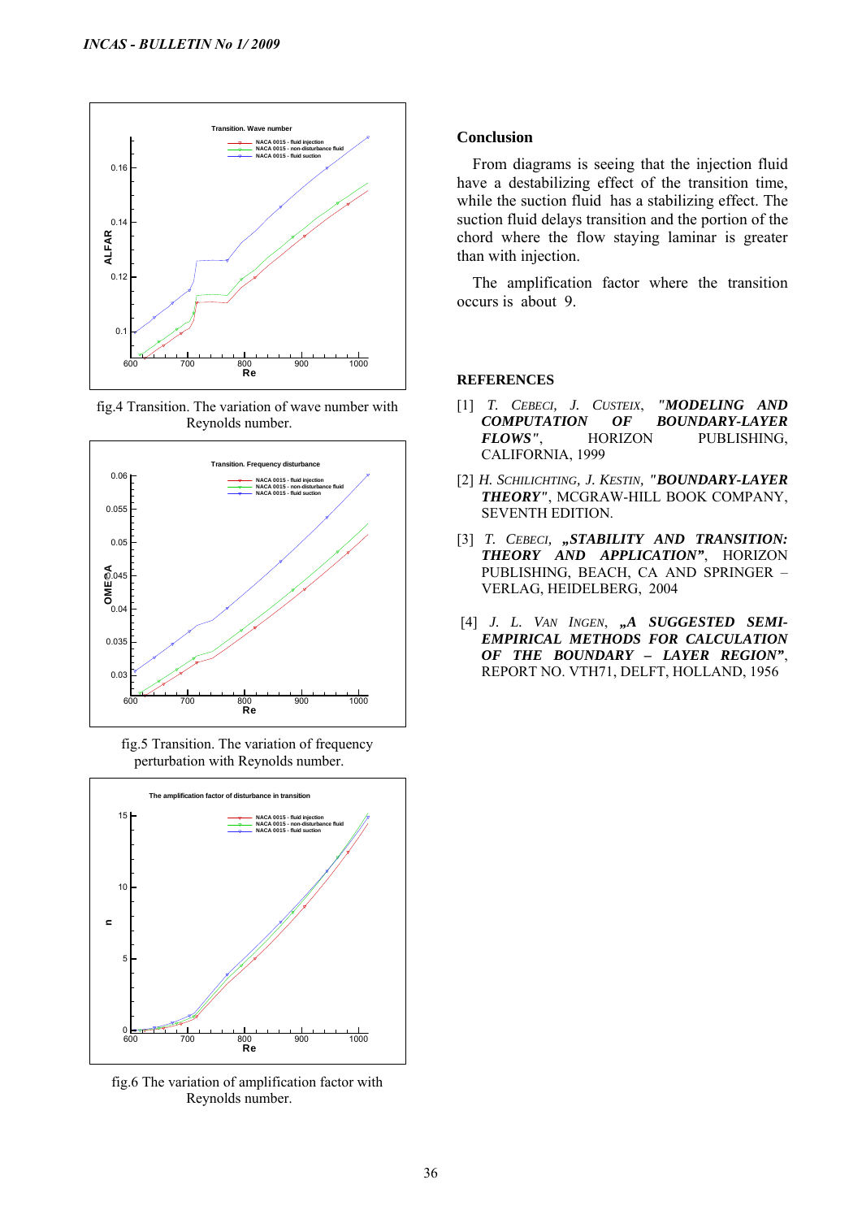Transition. Wave number

NACA 0015 - fluid injection
NACA 0015 - non-disturbance fluid
NACA 0015 - fluid suction

ALFAR

0.1
0.12
0.14
0.16

600 700 800 900 1000
Re

fig.4 Transition. The variation of wave number with Reynolds number.

Transition. Frequency disturbance

NACA 0015 - fluid injection
NACA 0015 - non-disturbance fluid
NACA 0015 - fluid suction

OMEGA

0.03
0.035
0.04
0.045
0.05
0.055
0.06

600 700 800 900 1000
Re

fig.5 Transition. The variation of frequency perturbation with Reynolds number.

The amplification factor of disturbance in transition

NACA 0015 - fluid injection
NACA 0015 - non-disturbance fluid
NACA 0015 - fluid suction

n

0
5
10
15

600 700 800 900 1000
Re

fig.6 The variation of amplification factor with Reynolds number.

## Conclusion

From diagrams is seeing that the injection fluid have a destabilizing effect of the transition time, while the suction fluid has a stabilizing effect. The suction fluid delays transition and the portion of the chord where the flow staying laminar is greater than with injection.

The amplification factor where the transition occurs is about 9.

## REFERENCES

[1] *T. Cebeci, J. Custeix*, ***"MODELING AND COMPUTATION OF BOUNDARY-LAYER FLOWS"***, HORIZON PUBLISHING, CALIFORNIA, 1999

[2] *H. Schilichting, J. Kestin*, ***"BOUNDARY-LAYER THEORY"***, MCGRAW-HILL BOOK COMPANY, SEVENTH EDITION.

[3] *T. Cebeci*, ***„STABILITY AND TRANSITION: THEORY AND APPLICATION"***, HORIZON PUBLISHING, BEACH, CA AND SPRINGER – VERLAG, HEIDELBERG, 2004

[4] *J. L. Van Ingen*, ***„A SUGGESTED SEMI-EMPIRICAL METHODS FOR CALCULATION OF THE BOUNDARY – LAYER REGION"***, REPORT NO. VTH71, DELFT, HOLLAND, 1956